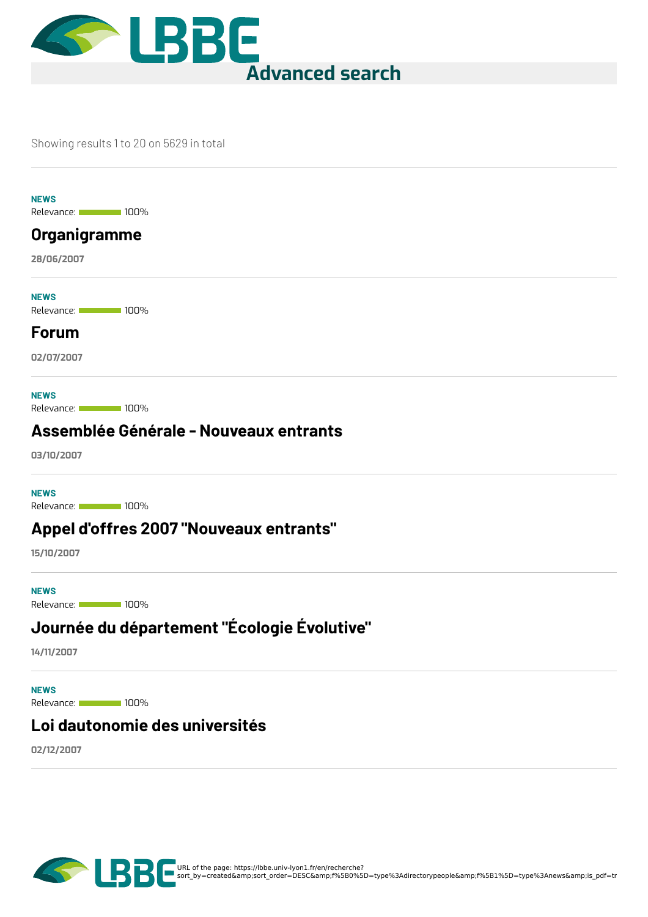# Advanced search

Showing results 1 to 20 on 5629 in total

**NEWS**
Relevance: 100%

## Organigramme

**28/06/2007**

**NEWS**
Relevance: 100%

## Forum

**02/07/2007**

**NEWS**
Relevance: 100%

## Assemblée Générale - Nouveaux entrants

**03/10/2007**

**NEWS**
Relevance: 100%

## Appel d'offres 2007 "Nouveaux entrants"

**15/10/2007**

**NEWS**
Relevance: 100%

## Journée du département "Écologie Évolutive"

**14/11/2007**

**NEWS**
Relevance: 100%

## Loi dautonomie des universités

**02/12/2007**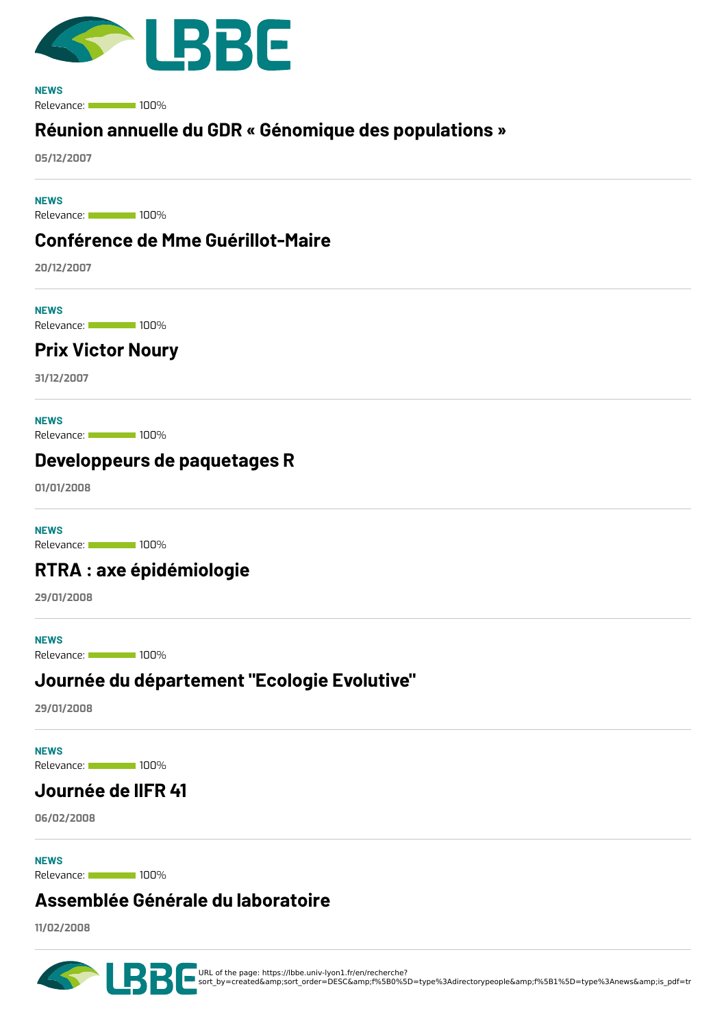**NEWS**
Relevance: 100%

## Réunion annuelle du GDR « Génomique des populations »

**05/12/2007**

---

**NEWS**
Relevance: 100%

## Conférence de Mme Guérillot-Maire

**20/12/2007**

---

**NEWS**
Relevance: 100%

## Prix Victor Noury

**31/12/2007**

---

**NEWS**
Relevance: 100%

## Developpeurs de paquetages R

**01/01/2008**

---

**NEWS**
Relevance: 100%

## RTRA : axe épidémiologie

**29/01/2008**

---

**NEWS**
Relevance: 100%

## Journée du département "Ecologie Evolutive"

**29/01/2008**

---

**NEWS**
Relevance: 100%

## Journée de lIFR 41

**06/02/2008**

---

**NEWS**
Relevance: 100%

## Assemblée Générale du laboratoire

**11/02/2008**

---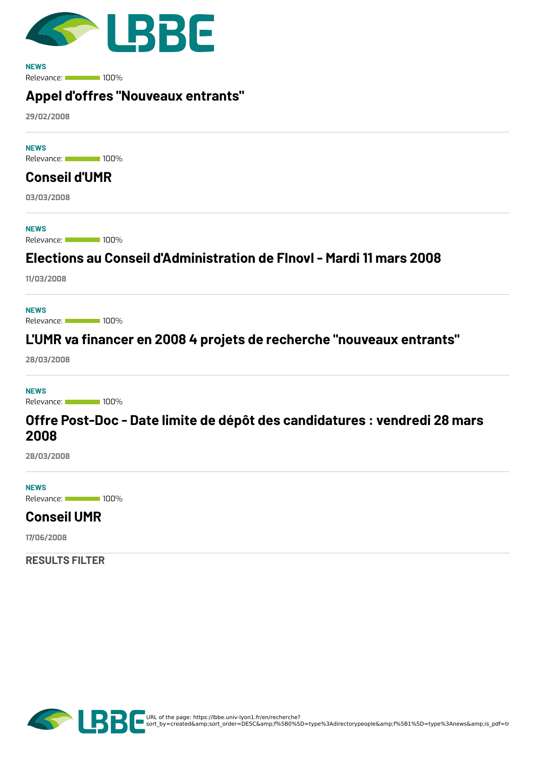NEWS

Relevance: 100%

## Appel d'offres "Nouveaux entrants"

29/02/2008

---

NEWS

Relevance: 100%

## Conseil d'UMR

03/03/2008

---

NEWS

Relevance: 100%

## Elections au Conseil d'Administration de FInovI - Mardi 11 mars 2008

11/03/2008

---

NEWS

Relevance: 100%

## L'UMR va financer en 2008 4 projets de recherche "nouveaux entrants"

28/03/2008

---

NEWS

Relevance: 100%

## Offre Post-Doc - Date limite de dépôt des candidatures : vendredi 28 mars 2008

28/03/2008

---

NEWS

Relevance: 100%

## Conseil UMR

17/06/2008

---

RESULTS FILTER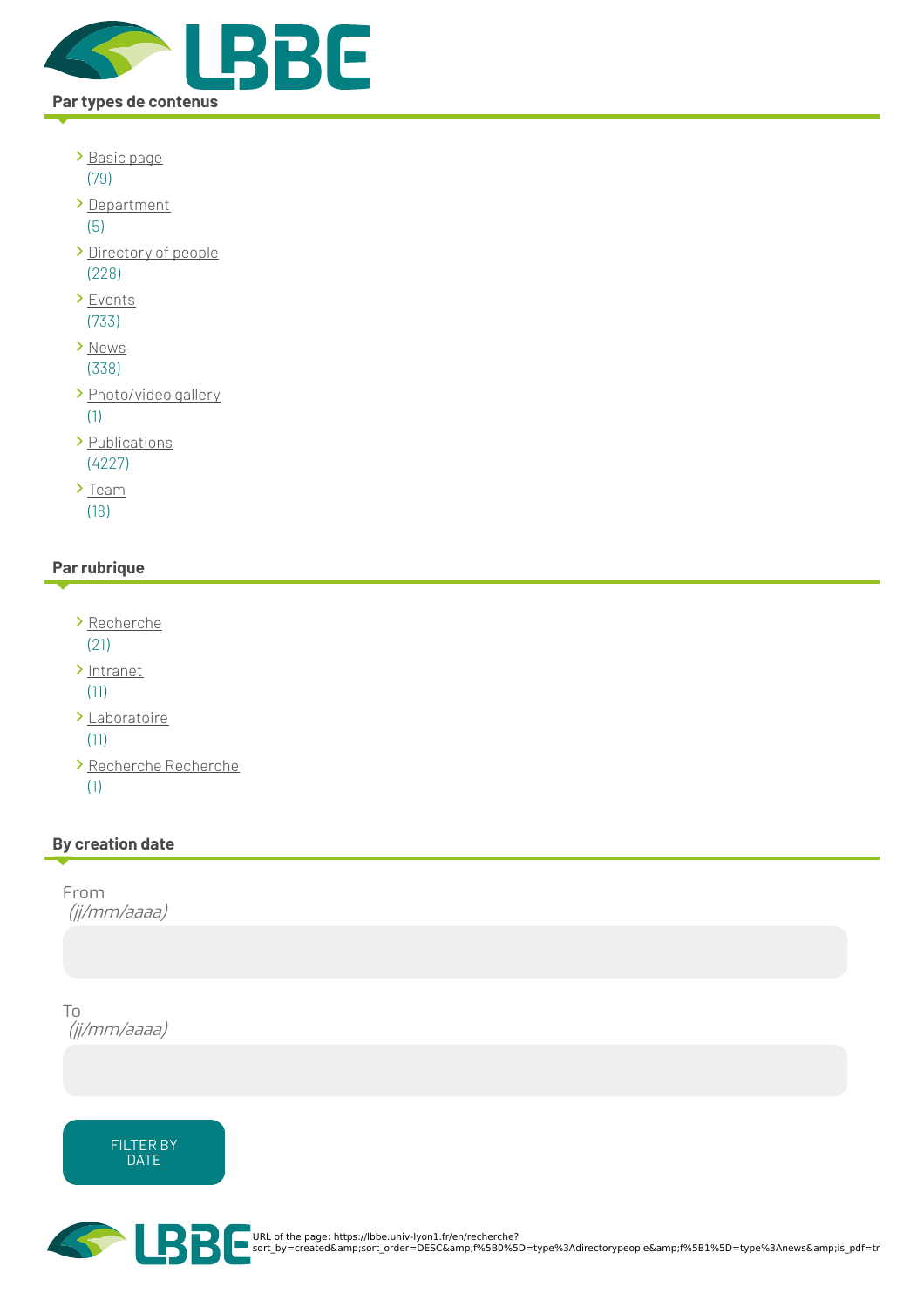## Par types de contenus

- Basic page (79)
- Department (5)
- Directory of people (228)
- Events (733)
- News (338)
- Photo/video gallery (1)
- Publications (4227)
- Team (18)

## Par rubrique

- Recherche (21)
- Intranet (11)
- Laboratoire (11)
- Recherche Recherche (1)

## By creation date

From
*(jj/mm/aaaa)*

To
*(jj/mm/aaaa)*

FILTER BY DATE

URL of the page: https://lbbe.univ-lyon1.fr/en/recherche?sort_by=created&amp;sort_order=DESC&amp;f%5B0%5D=type%3Adirectorypeople&amp;f%5B1%5D=type%3Anews&amp;is_pdf=tr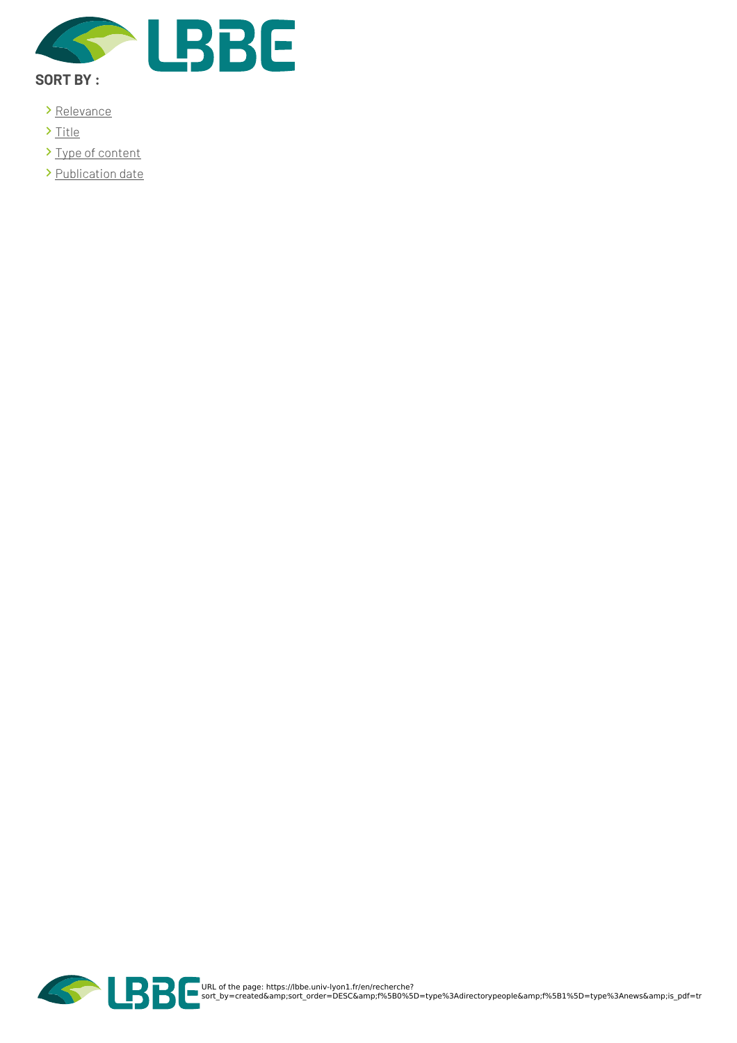**SORT BY :**

- Relevance
- Title
- Type of content
- Publication date